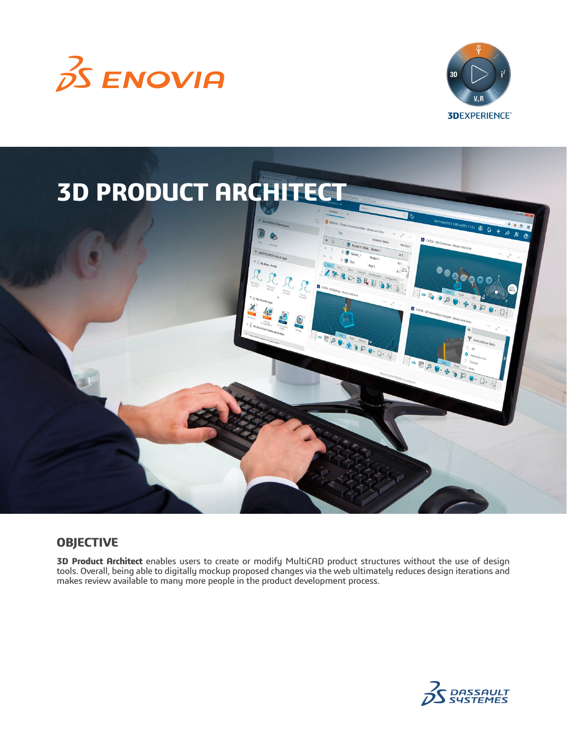# 3D PRODUCT ARCHITECT

## OBJECTIVE

**3D Product Architect** enables users to create or modify MultiCAD product structures without the use of design tools. Overall, being able to digitally mockup proposed changes via the web ultimately reduces design iterations and makes review available to many more people in the product development process.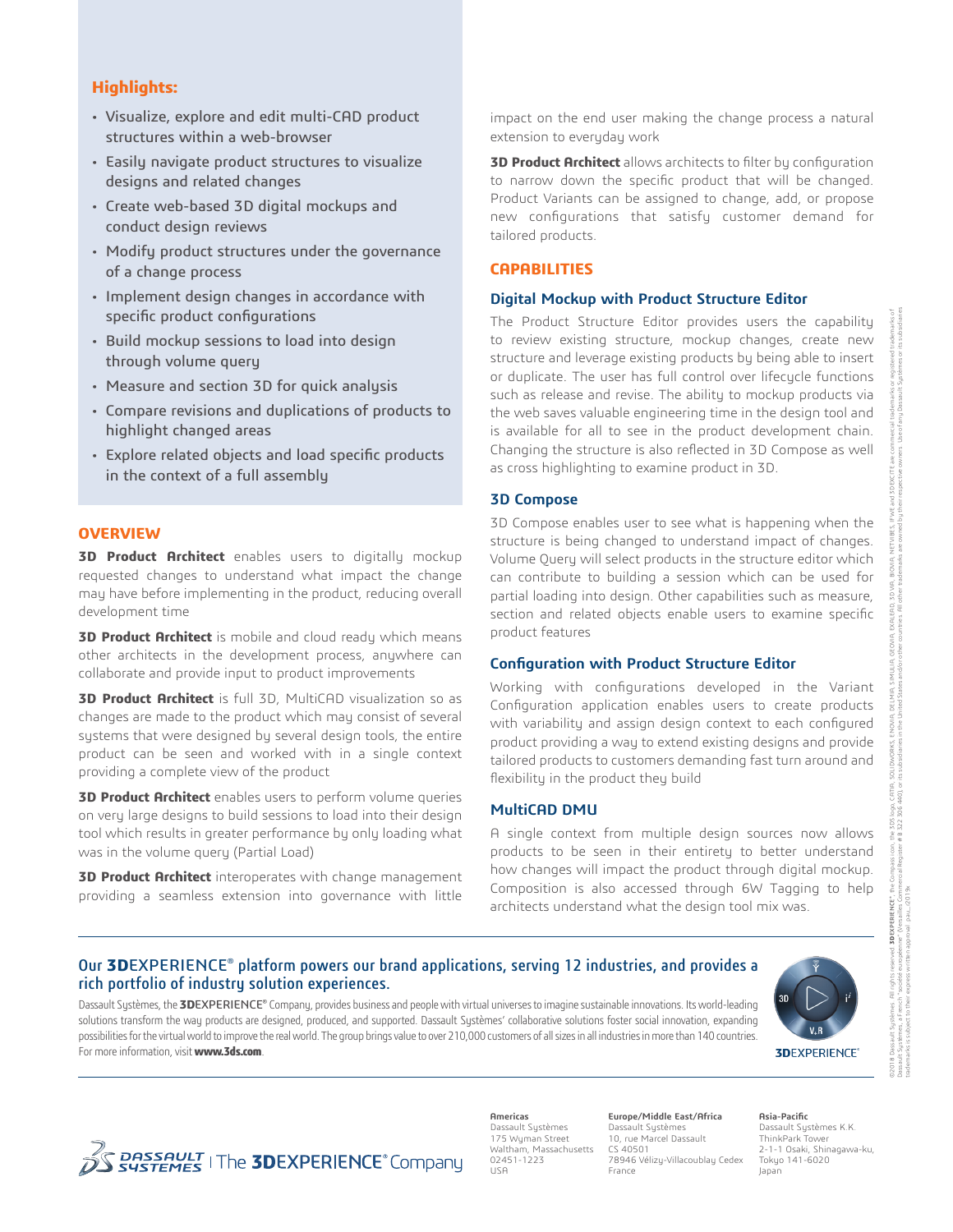## Highlights:

- Visualize, explore and edit multi-CAD product structures within a web-browser
- Easily navigate product structures to visualize designs and related changes
- Create web-based 3D digital mockups and conduct design reviews
- Modify product structures under the governance of a change process
- Implement design changes in accordance with specific product configurations
- Build mockup sessions to load into design through volume query
- Measure and section 3D for quick analysis
- Compare revisions and duplications of products to highlight changed areas
- Explore related objects and load specific products in the context of a full assembly

## OVERVIEW

**3D Product Architect** enables users to digitally mockup requested changes to understand what impact the change may have before implementing in the product, reducing overall development time

**3D Product Architect** is mobile and cloud ready which means other architects in the development process, anywhere can collaborate and provide input to product improvements

**3D Product Architect** is full 3D, MultiCAD visualization so as changes are made to the product which may consist of several systems that were designed by several design tools, the entire product can be seen and worked with in a single context providing a complete view of the product

**3D Product Architect** enables users to perform volume queries on very large designs to build sessions to load into their design tool which results in greater performance by only loading what was in the volume query (Partial Load)

**3D Product Architect** interoperates with change management providing a seamless extension into governance with little impact on the end user making the change process a natural extension to everyday work

**3D Product Architect** allows architects to filter by configuration to narrow down the specific product that will be changed. Product Variants can be assigned to change, add, or propose new configurations that satisfy customer demand for tailored products.

## CAPABILITIES

### Digital Mockup with Product Structure Editor

The Product Structure Editor provides users the capability to review existing structure, mockup changes, create new structure and leverage existing products by being able to insert or duplicate. The user has full control over lifecycle functions such as release and revise. The ability to mockup products via the web saves valuable engineering time in the design tool and is available for all to see in the product development chain. Changing the structure is also reflected in 3D Compose as well as cross highlighting to examine product in 3D.

### 3D Compose

3D Compose enables user to see what is happening when the structure is being changed to understand impact of changes. Volume Query will select products in the structure editor which can contribute to building a session which can be used for partial loading into design. Other capabilities such as measure, section and related objects enable users to examine specific product features

### Configuration with Product Structure Editor

Working with configurations developed in the Variant Configuration application enables users to create products with variability and assign design context to each configured product providing a way to extend existing designs and provide tailored products to customers demanding fast turn around and flexibility in the product they build

### MultiCAD DMU

A single context from multiple design sources now allows products to be seen in their entirety to better understand how changes will impact the product through digital mockup. Composition is also accessed through 6W Tagging to help architects understand what the design tool mix was.

---

**Our 3DEXPERIENCE® platform powers our brand applications, serving 12 industries, and provides a rich portfolio of industry solution experiences.**

Dassault Systèmes, the **3DEXPERIENCE®** Company, provides business and people with virtual universes to imagine sustainable innovations. Its world-leading solutions transform the way products are designed, produced, and supported. Dassault Systèmes' collaborative solutions foster social innovation, expanding possibilities for the virtual world to improve the real world. The group brings value to over 210,000 customers of all sizes in all industries in more than 140 countries. For more information, visit **www.3ds.com**.

3DEXPERIENCE®

DASSAULT SYSTEMES | The 3DEXPERIENCE® Company

**Americas**
Dassault Systèmes
175 Wyman Street
Waltham, Massachusetts
02451-1223
USA

**Europe/Middle East/Africa**
Dassault Systèmes
10, rue Marcel Dassault
CS 40501
78946 Vélizy-Villacoublay Cedex
France

**Asia-Pacific**
Dassault Systèmes K.K.
ThinkPark Tower
2-1-1 Osaki, Shinagawa-ku,
Tokyo 141-6020
Japan